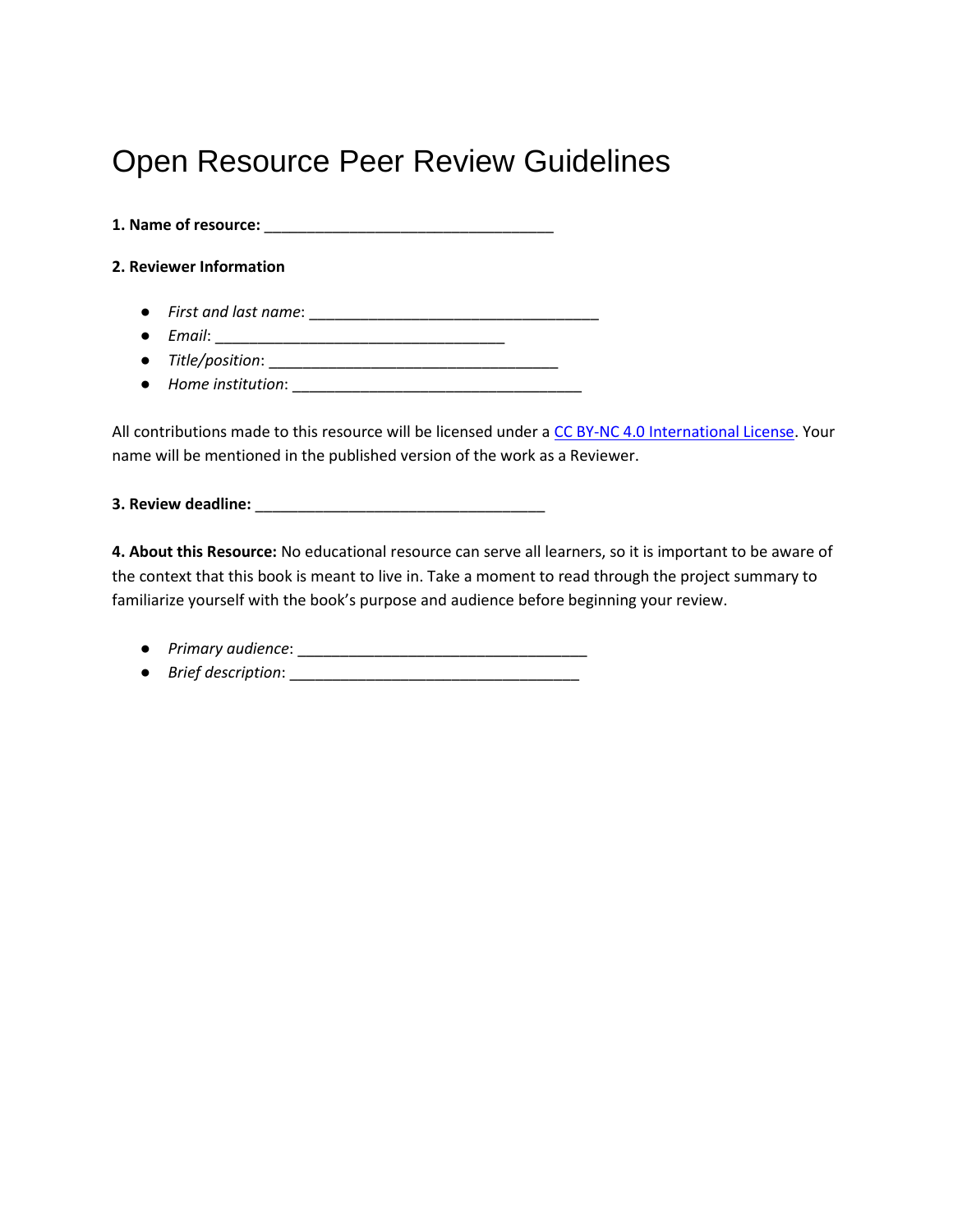# Open Resource Peer Review Guidelines

**1. Name of resource:** ___________________________________

**2. Reviewer Information**

- *First and last name*: ___________________________________
- *Email*: ___________________________________
- *Title/position*: ___________________________________
- *Home institution*: ___________________________________

All contributions made to this resource will be licensed under a [CC BY-NC 4.0 International License](). Your name will be mentioned in the published version of the work as a Reviewer.

**3. Review deadline:** ___________________________________

**4. About this Resource:** No educational resource can serve all learners, so it is important to be aware of the context that this book is meant to live in. Take a moment to read through the project summary to familiarize yourself with the book's purpose and audience before beginning your review.

- *Primary audience*: ___________________________________
- *Brief description*: ___________________________________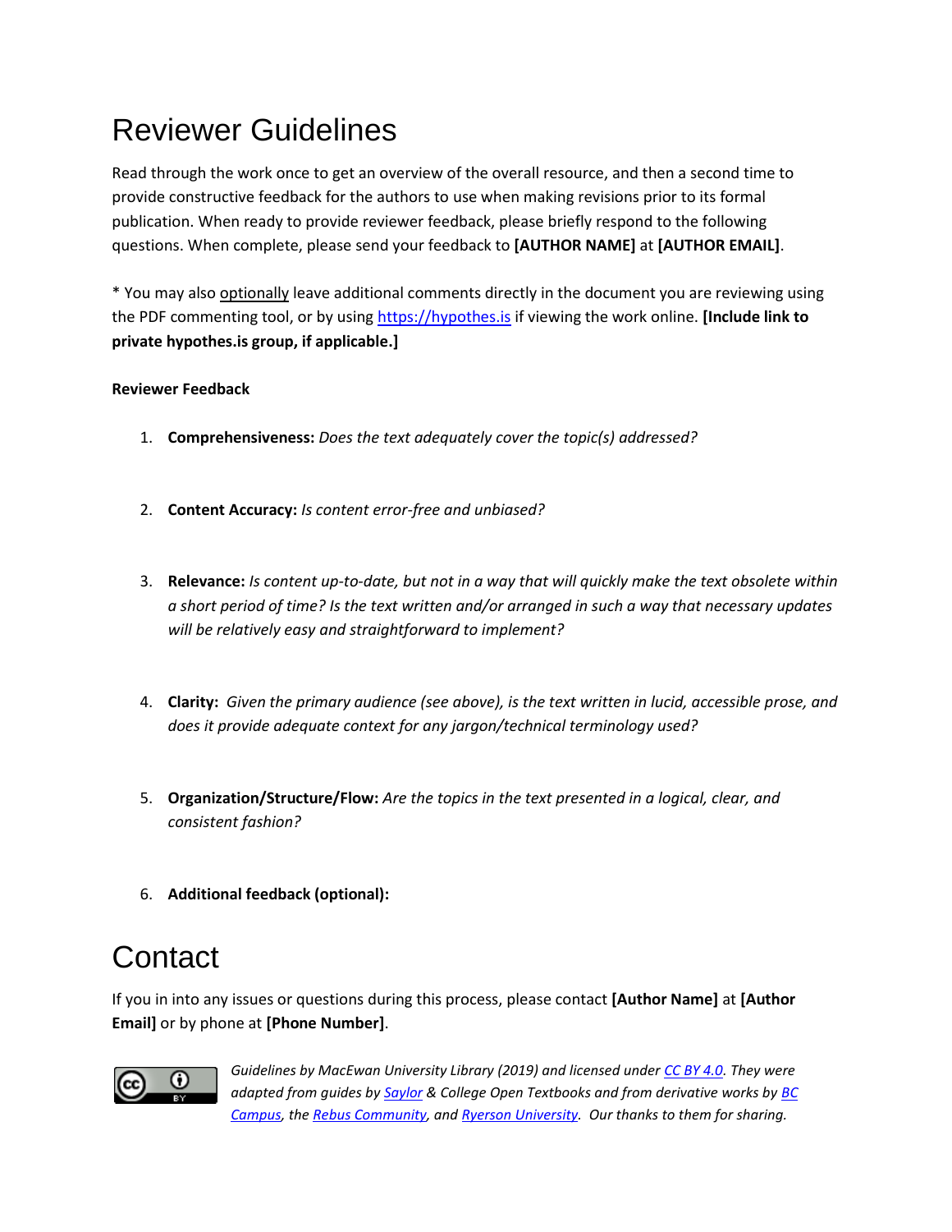# Reviewer Guidelines

Read through the work once to get an overview of the overall resource, and then a second time to provide constructive feedback for the authors to use when making revisions prior to its formal publication. When ready to provide reviewer feedback, please briefly respond to the following questions. When complete, please send your feedback to **[AUTHOR NAME]** at **[AUTHOR EMAIL]**.

* You may also <u>optionally</u> leave additional comments directly in the document you are reviewing using the PDF commenting tool, or by using [https://hypothes.is](https://hypothes.is) if viewing the work online. **[Include link to private hypothes.is group, if applicable.]**

**Reviewer Feedback**

1. **Comprehensiveness:** *Does the text adequately cover the topic(s) addressed?*

2. **Content Accuracy:** *Is content error-free and unbiased?*

3. **Relevance:** *Is content up-to-date, but not in a way that will quickly make the text obsolete within a short period of time? Is the text written and/or arranged in such a way that necessary updates will be relatively easy and straightforward to implement?*

4. **Clarity:** *Given the primary audience (see above), is the text written in lucid, accessible prose, and does it provide adequate context for any jargon/technical terminology used?*

5. **Organization/Structure/Flow:** *Are the topics in the text presented in a logical, clear, and consistent fashion?*

6. **Additional feedback (optional):**

# Contact

If you in into any issues or questions during this process, please contact **[Author Name]** at **[Author Email]** or by phone at **[Phone Number]**.

*Guidelines by MacEwan University Library (2019) and licensed under CC BY 4.0. They were adapted from guides by Saylor & College Open Textbooks and from derivative works by BC Campus, the Rebus Community, and Ryerson University. Our thanks to them for sharing.*